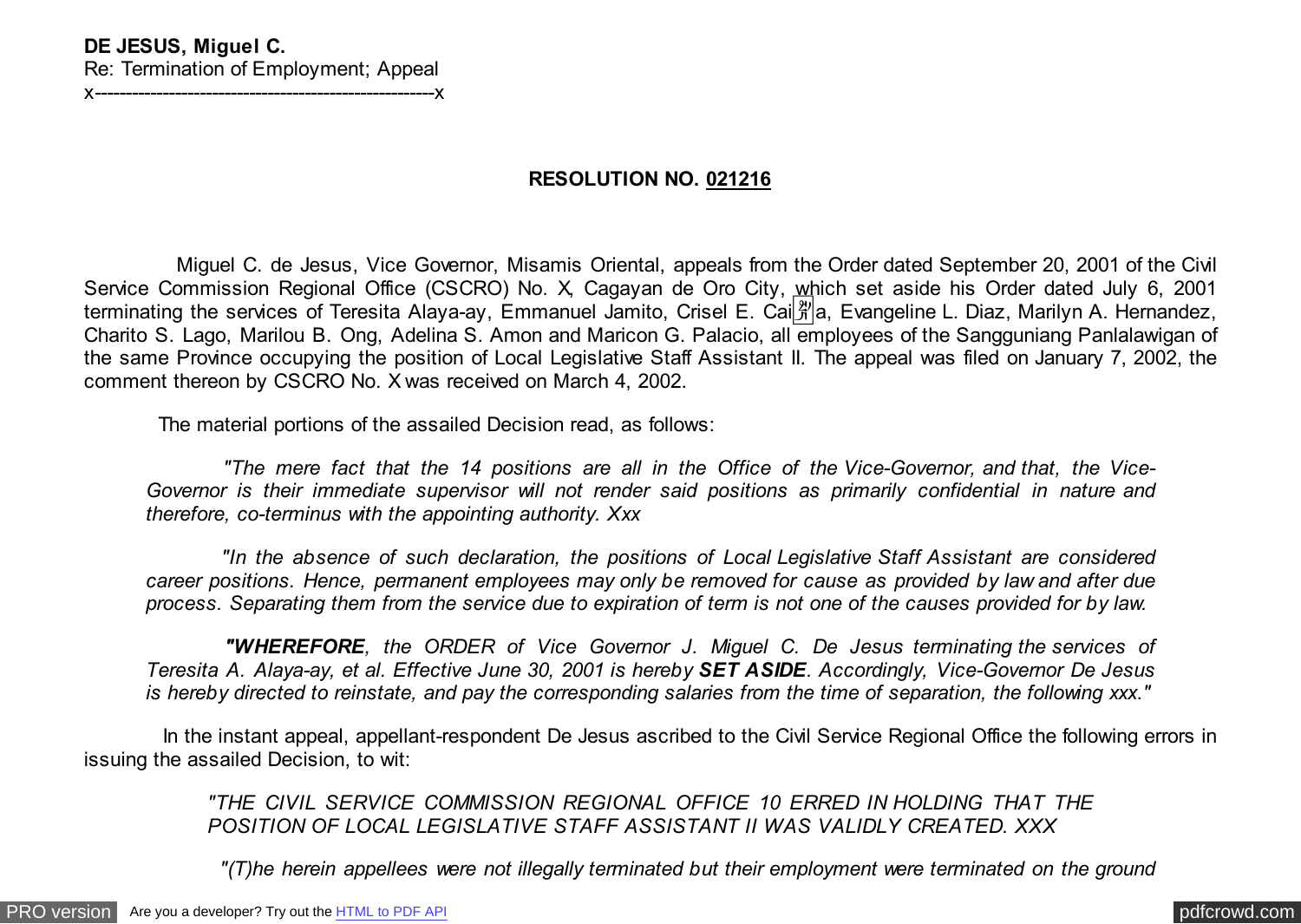**DE JESUS, Miguel C.**
Re: Termination of Employment; Appeal
x-------------------------------------------------------x

**RESOLUTION NO. <u>021216</u>**

Miguel C. de Jesus, Vice Governor, Misamis Oriental, appeals from the Order dated September 20, 2001 of the Civil Service Commission Regional Office (CSCRO) No. X, Cagayan de Oro City, which set aside his Order dated July 6, 2001 terminating the services of Teresita Alaya-ay, Emmanuel Jamito, Crisel E. Caiña, Evangeline L. Diaz, Marilyn A. Hernandez, Charito S. Lago, Marilou B. Ong, Adelina S. Amon and Maricon G. Palacio, all employees of the Sangguniang Panlalawigan of the same Province occupying the position of Local Legislative Staff Assistant II. The appeal was filed on January 7, 2002, the comment thereon by CSCRO No. X was received on March 4, 2002.

The material portions of the assailed Decision read, as follows:

> *"The mere fact that the 14 positions are all in the Office of the Vice-Governor, and that, the Vice-Governor is their immediate supervisor will not render said positions as primarily confidential in nature and therefore, co-terminus with the appointing authority. Xxx*
>
> *"In the absence of such declaration, the positions of Local Legislative Staff Assistant are considered career positions. Hence, permanent employees may only be removed for cause as provided by law and after due process. Separating them from the service due to expiration of term is not one of the causes provided for by law.*
>
> ***"WHEREFORE**, the ORDER of Vice Governor J. Miguel C. De Jesus terminating the services of Teresita A. Alaya-ay, et al. Effective June 30, 2001 is hereby **SET ASIDE**. Accordingly, Vice-Governor De Jesus is hereby directed to reinstate, and pay the corresponding salaries from the time of separation, the following xxx."*

In the instant appeal, appellant-respondent De Jesus ascribed to the Civil Service Regional Office the following errors in issuing the assailed Decision, to wit:

> *"THE CIVIL SERVICE COMMISSION REGIONAL OFFICE 10 ERRED IN HOLDING THAT THE POSITION OF LOCAL LEGISLATIVE STAFF ASSISTANT II WAS VALIDLY CREATED. XXX*
>
> *"(T)he herein appellees were not illegally terminated but their employment were terminated on the ground*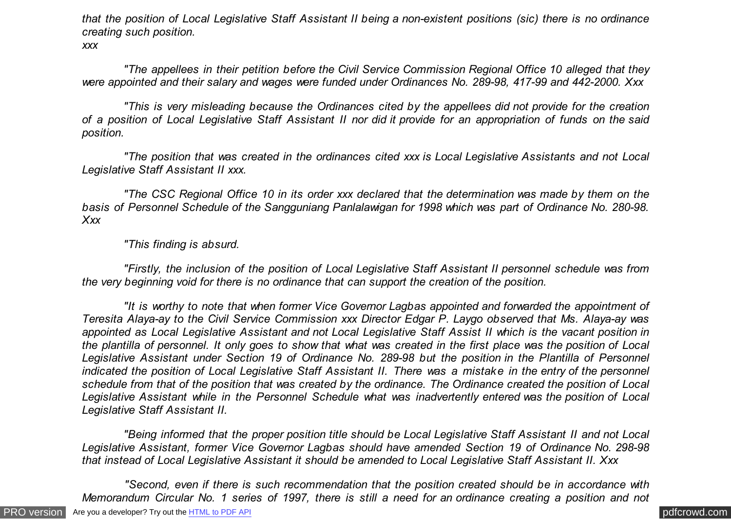*that the position of Local Legislative Staff Assistant II being a non-existent positions (sic) there is no ordinance creating such position.*
*xxx*

*"The appellees in their petition before the Civil Service Commission Regional Office 10 alleged that they were appointed and their salary and wages were funded under Ordinances No. 289-98, 417-99 and 442-2000. Xxx*

*"This is very misleading because the Ordinances cited by the appellees did not provide for the creation of a position of Local Legislative Staff Assistant II nor did it provide for an appropriation of funds on the said position.*

*"The position that was created in the ordinances cited xxx is Local Legislative Assistants and not Local Legislative Staff Assistant II xxx.*

*"The CSC Regional Office 10 in its order xxx declared that the determination was made by them on the basis of Personnel Schedule of the Sangguniang Panlalawigan for 1998 which was part of Ordinance No. 280-98. Xxx*

*"This finding is absurd.*

*"Firstly, the inclusion of the position of Local Legislative Staff Assistant II personnel schedule was from the very beginning void for there is no ordinance that can support the creation of the position.*

*"It is worthy to note that when former Vice Governor Lagbas appointed and forwarded the appointment of Teresita Alaya-ay to the Civil Service Commission xxx Director Edgar P. Laygo observed that Ms. Alaya-ay was appointed as Local Legislative Assistant and not Local Legislative Staff Assist II which is the vacant position in the plantilla of personnel. It only goes to show that what was created in the first place was the position of Local Legislative Assistant under Section 19 of Ordinance No. 289-98 but the position in the Plantilla of Personnel indicated the position of Local Legislative Staff Assistant II. There was a mistake in the entry of the personnel schedule from that of the position that was created by the ordinance. The Ordinance created the position of Local Legislative Assistant while in the Personnel Schedule what was inadvertently entered was the position of Local Legislative Staff Assistant II.*

*"Being informed that the proper position title should be Local Legislative Staff Assistant II and not Local Legislative Assistant, former Vice Governor Lagbas should have amended Section 19 of Ordinance No. 298-98 that instead of Local Legislative Assistant it should be amended to Local Legislative Staff Assistant II. Xxx*

*"Second, even if there is such recommendation that the position created should be in accordance with Memorandum Circular No. 1 series of 1997, there is still a need for an ordinance creating a position and not*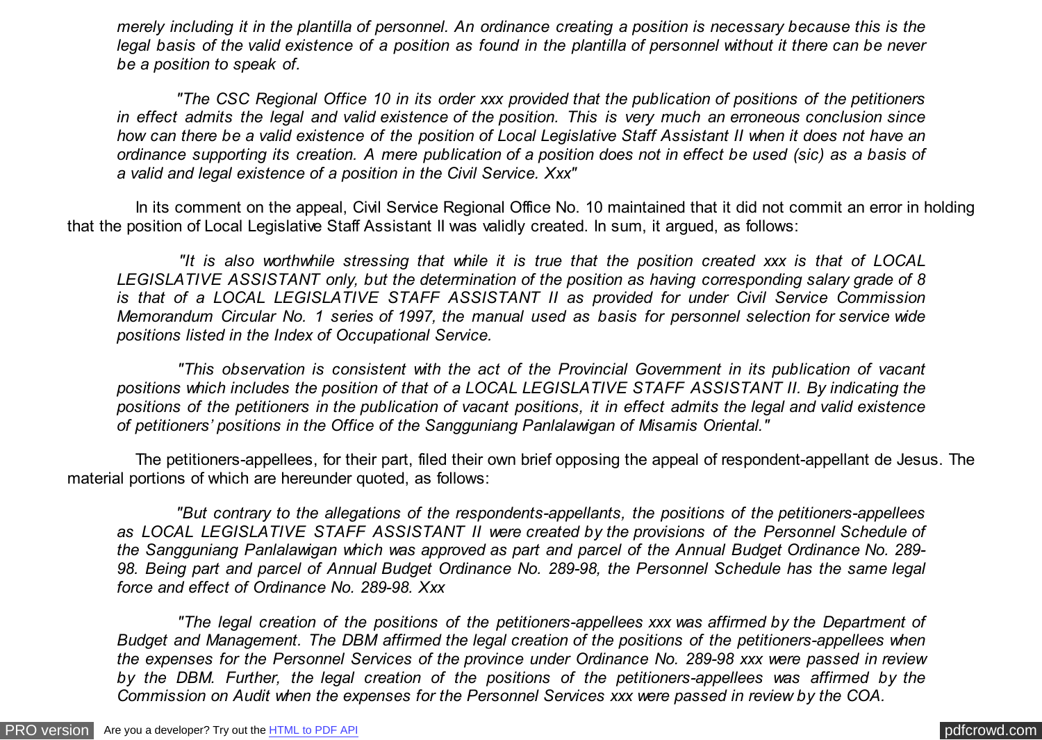*merely including it in the plantilla of personnel. An ordinance creating a position is necessary because this is the legal basis of the valid existence of a position as found in the plantilla of personnel without it there can be never be a position to speak of.*

*"The CSC Regional Office 10 in its order xxx provided that the publication of positions of the petitioners in effect admits the legal and valid existence of the position. This is very much an erroneous conclusion since how can there be a valid existence of the position of Local Legislative Staff Assistant II when it does not have an ordinance supporting its creation. A mere publication of a position does not in effect be used (sic) as a basis of a valid and legal existence of a position in the Civil Service. Xxx"*

In its comment on the appeal, Civil Service Regional Office No. 10 maintained that it did not commit an error in holding that the position of Local Legislative Staff Assistant II was validly created. In sum, it argued, as follows:

*"It is also worthwhile stressing that while it is true that the position created xxx is that of LOCAL LEGISLATIVE ASSISTANT only, but the determination of the position as having corresponding salary grade of 8 is that of a LOCAL LEGISLATIVE STAFF ASSISTANT II as provided for under Civil Service Commission Memorandum Circular No. 1 series of 1997, the manual used as basis for personnel selection for service wide positions listed in the Index of Occupational Service.*

*"This observation is consistent with the act of the Provincial Government in its publication of vacant positions which includes the position of that of a LOCAL LEGISLATIVE STAFF ASSISTANT II. By indicating the positions of the petitioners in the publication of vacant positions, it in effect admits the legal and valid existence of petitioners' positions in the Office of the Sangguniang Panlalawigan of Misamis Oriental."*

The petitioners-appellees, for their part, filed their own brief opposing the appeal of respondent-appellant de Jesus. The material portions of which are hereunder quoted, as follows:

*"But contrary to the allegations of the respondents-appellants, the positions of the petitioners-appellees as LOCAL LEGISLATIVE STAFF ASSISTANT II were created by the provisions of the Personnel Schedule of the Sangguniang Panlalawigan which was approved as part and parcel of the Annual Budget Ordinance No. 289-98. Being part and parcel of Annual Budget Ordinance No. 289-98, the Personnel Schedule has the same legal force and effect of Ordinance No. 289-98. Xxx*

*"The legal creation of the positions of the petitioners-appellees xxx was affirmed by the Department of Budget and Management. The DBM affirmed the legal creation of the positions of the petitioners-appellees when the expenses for the Personnel Services of the province under Ordinance No. 289-98 xxx were passed in review by the DBM. Further, the legal creation of the positions of the petitioners-appellees was affirmed by the Commission on Audit when the expenses for the Personnel Services xxx were passed in review by the COA.*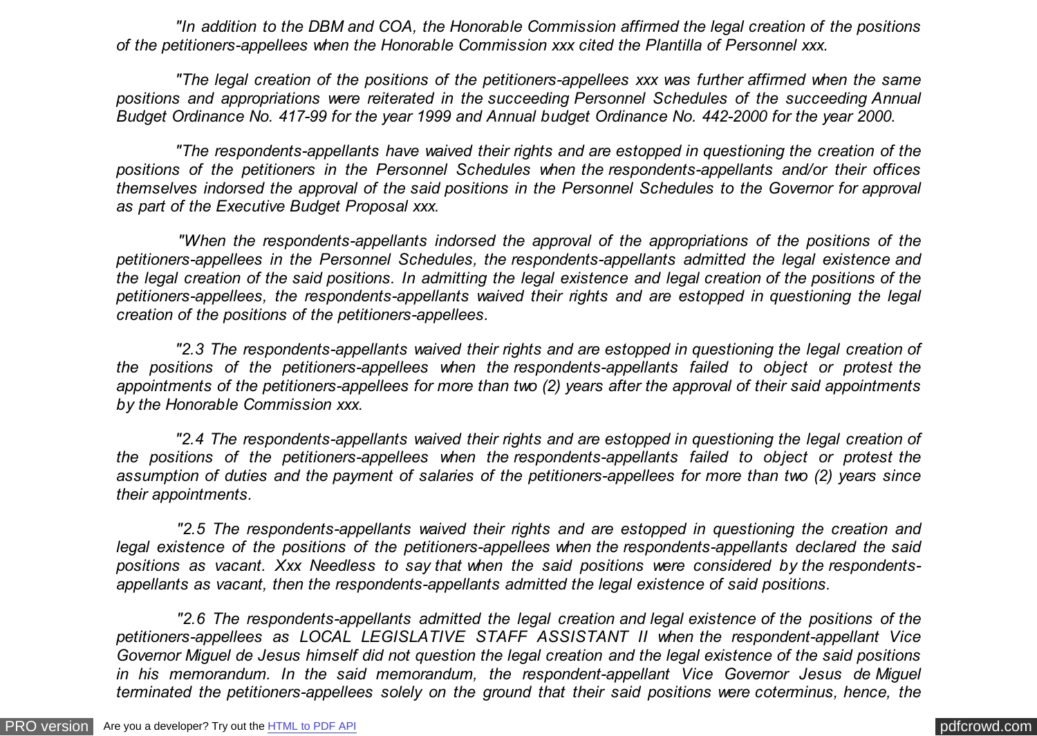*"In addition to the DBM and COA, the Honorable Commission affirmed the legal creation of the positions of the petitioners-appellees when the Honorable Commission xxx cited the Plantilla of Personnel xxx.*

*"The legal creation of the positions of the petitioners-appellees xxx was further affirmed when the same positions and appropriations were reiterated in the succeeding Personnel Schedules of the succeeding Annual Budget Ordinance No. 417-99 for the year 1999 and Annual budget Ordinance No. 442-2000 for the year 2000.*

*"The respondents-appellants have waived their rights and are estopped in questioning the creation of the positions of the petitioners in the Personnel Schedules when the respondents-appellants and/or their offices themselves indorsed the approval of the said positions in the Personnel Schedules to the Governor for approval as part of the Executive Budget Proposal xxx.*

*"When the respondents-appellants indorsed the approval of the appropriations of the positions of the petitioners-appellees in the Personnel Schedules, the respondents-appellants admitted the legal existence and the legal creation of the said positions. In admitting the legal existence and legal creation of the positions of the petitioners-appellees, the respondents-appellants waived their rights and are estopped in questioning the legal creation of the positions of the petitioners-appellees.*

*"2.3 The respondents-appellants waived their rights and are estopped in questioning the legal creation of the positions of the petitioners-appellees when the respondents-appellants failed to object or protest the appointments of the petitioners-appellees for more than two (2) years after the approval of their said appointments by the Honorable Commission xxx.*

*"2.4 The respondents-appellants waived their rights and are estopped in questioning the legal creation of the positions of the petitioners-appellees when the respondents-appellants failed to object or protest the assumption of duties and the payment of salaries of the petitioners-appellees for more than two (2) years since their appointments.*

*"2.5 The respondents-appellants waived their rights and are estopped in questioning the creation and legal existence of the positions of the petitioners-appellees when the respondents-appellants declared the said positions as vacant. Xxx Needless to say that when the said positions were considered by the respondents-appellants as vacant, then the respondents-appellants admitted the legal existence of said positions.*

*"2.6 The respondents-appellants admitted the legal creation and legal existence of the positions of the petitioners-appellees as LOCAL LEGISLATIVE STAFF ASSISTANT II when the respondent-appellant Vice Governor Miguel de Jesus himself did not question the legal creation and the legal existence of the said positions in his memorandum. In the said memorandum, the respondent-appellant Vice Governor Jesus de Miguel terminated the petitioners-appellees solely on the ground that their said positions were coterminus, hence, the*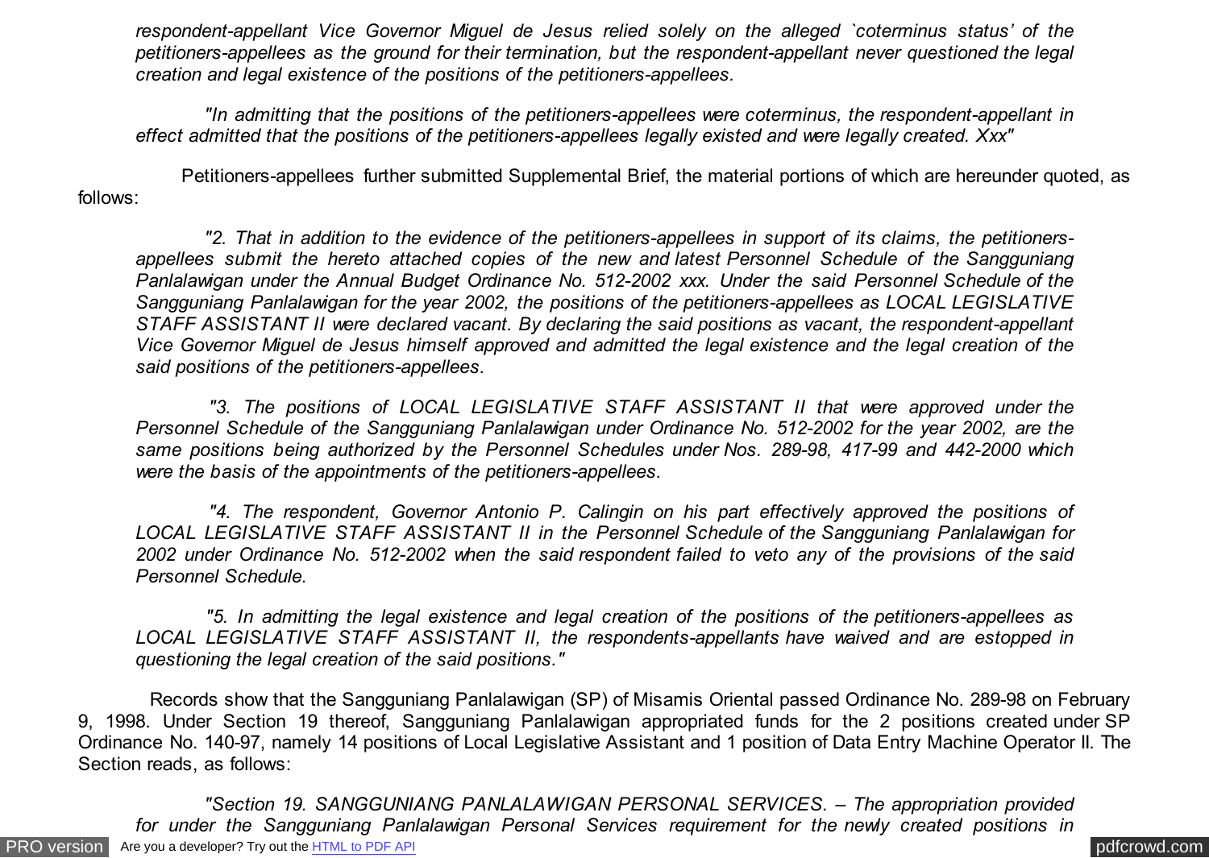*respondent-appellant Vice Governor Miguel de Jesus relied solely on the alleged `coterminus status' of the petitioners-appellees as the ground for their termination, but the respondent-appellant never questioned the legal creation and legal existence of the positions of the petitioners-appellees.*

*"In admitting that the positions of the petitioners-appellees were coterminus, the respondent-appellant in effect admitted that the positions of the petitioners-appellees legally existed and were legally created. Xxx"*

Petitioners-appellees further submitted Supplemental Brief, the material portions of which are hereunder quoted, as follows:

*"2. That in addition to the evidence of the petitioners-appellees in support of its claims, the petitioners-appellees submit the hereto attached copies of the new and latest Personnel Schedule of the Sangguniang Panlalawigan under the Annual Budget Ordinance No. 512-2002 xxx. Under the said Personnel Schedule of the Sangguniang Panlalawigan for the year 2002, the positions of the petitioners-appellees as LOCAL LEGISLATIVE STAFF ASSISTANT II were declared vacant. By declaring the said positions as vacant, the respondent-appellant Vice Governor Miguel de Jesus himself approved and admitted the legal existence and the legal creation of the said positions of the petitioners-appellees.*

*"3. The positions of LOCAL LEGISLATIVE STAFF ASSISTANT II that were approved under the Personnel Schedule of the Sangguniang Panlalawigan under Ordinance No. 512-2002 for the year 2002, are the same positions being authorized by the Personnel Schedules under Nos. 289-98, 417-99 and 442-2000 which were the basis of the appointments of the petitioners-appellees.*

*"4. The respondent, Governor Antonio P. Calingin on his part effectively approved the positions of LOCAL LEGISLATIVE STAFF ASSISTANT II in the Personnel Schedule of the Sangguniang Panlalawigan for 2002 under Ordinance No. 512-2002 when the said respondent failed to veto any of the provisions of the said Personnel Schedule.*

*"5. In admitting the legal existence and legal creation of the positions of the petitioners-appellees as LOCAL LEGISLATIVE STAFF ASSISTANT II, the respondents-appellants have waived and are estopped in questioning the legal creation of the said positions."*

Records show that the Sangguniang Panlalawigan (SP) of Misamis Oriental passed Ordinance No. 289-98 on February 9, 1998. Under Section 19 thereof, Sangguniang Panlalawigan appropriated funds for the 2 positions created under SP Ordinance No. 140-97, namely 14 positions of Local Legislative Assistant and 1 position of Data Entry Machine Operator II. The Section reads, as follows:

*"Section 19. SANGGUNIANG PANLALAWIGAN PERSONAL SERVICES. – The appropriation provided for under the Sangguniang Panlalawigan Personal Services requirement for the newly created positions in*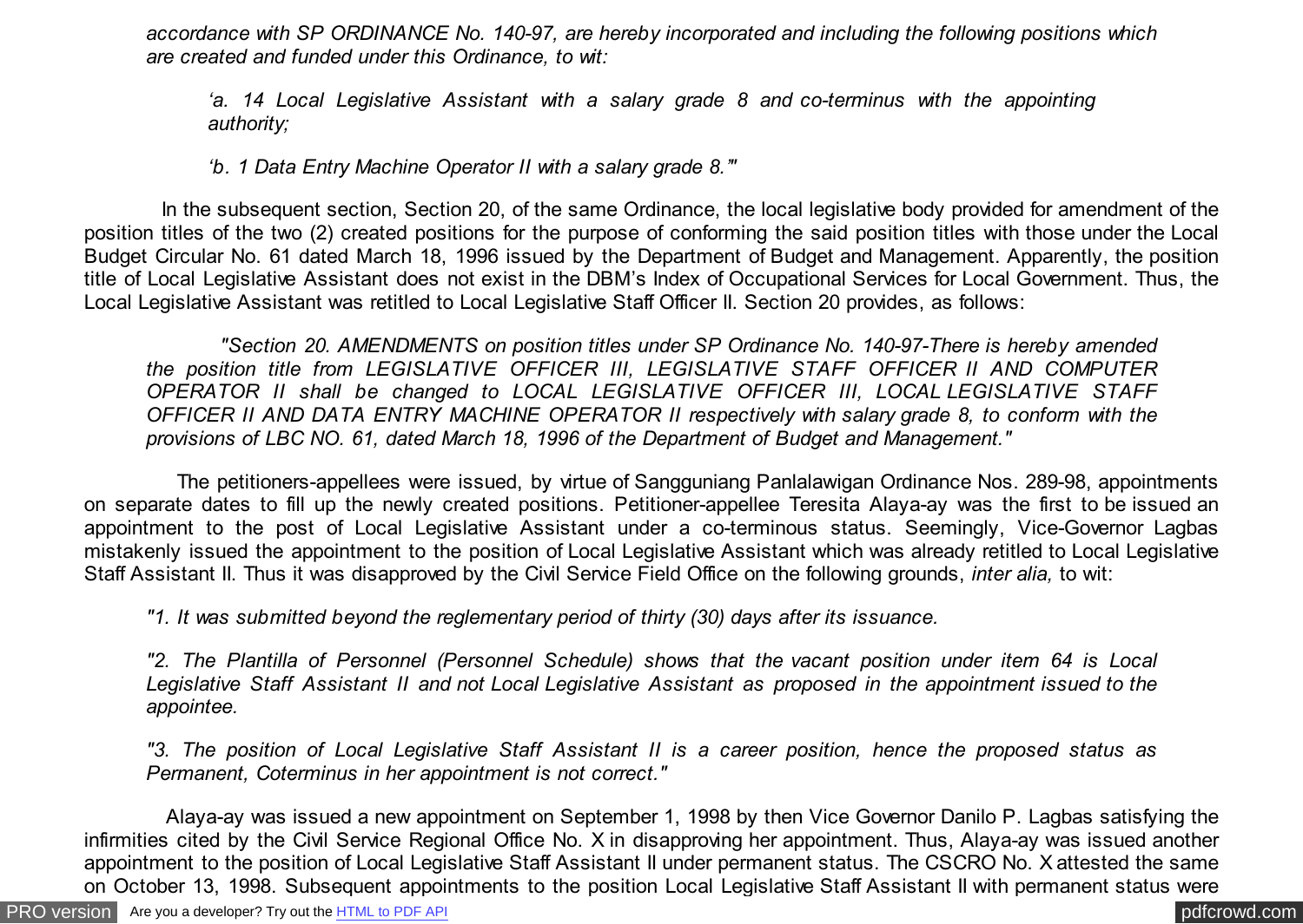*accordance with SP ORDINANCE No. 140-97, are hereby incorporated and including the following positions which are created and funded under this Ordinance, to wit:*

> *'a. 14 Local Legislative Assistant with a salary grade 8 and co-terminus with the appointing authority;*
>
> *'b. 1 Data Entry Machine Operator II with a salary grade 8.'"*

In the subsequent section, Section 20, of the same Ordinance, the local legislative body provided for amendment of the position titles of the two (2) created positions for the purpose of conforming the said position titles with those under the Local Budget Circular No. 61 dated March 18, 1996 issued by the Department of Budget and Management. Apparently, the position title of Local Legislative Assistant does not exist in the DBM's Index of Occupational Services for Local Government. Thus, the Local Legislative Assistant was retitled to Local Legislative Staff Officer II. Section 20 provides, as follows:

> *"Section 20. AMENDMENTS on position titles under SP Ordinance No. 140-97-There is hereby amended the position title from LEGISLATIVE OFFICER III, LEGISLATIVE STAFF OFFICER II AND COMPUTER OPERATOR II shall be changed to LOCAL LEGISLATIVE OFFICER III, LOCAL LEGISLATIVE STAFF OFFICER II AND DATA ENTRY MACHINE OPERATOR II respectively with salary grade 8, to conform with the provisions of LBC NO. 61, dated March 18, 1996 of the Department of Budget and Management."*

The petitioners-appellees were issued, by virtue of Sangguniang Panlalawigan Ordinance Nos. 289-98, appointments on separate dates to fill up the newly created positions. Petitioner-appellee Teresita Alaya-ay was the first to be issued an appointment to the post of Local Legislative Assistant under a co-terminous status. Seemingly, Vice-Governor Lagbas mistakenly issued the appointment to the position of Local Legislative Assistant which was already retitled to Local Legislative Staff Assistant II. Thus it was disapproved by the Civil Service Field Office on the following grounds, *inter alia,* to wit:

> *"1. It was submitted beyond the reglementary period of thirty (30) days after its issuance.*
>
> *"2. The Plantilla of Personnel (Personnel Schedule) shows that the vacant position under item 64 is Local Legislative Staff Assistant II and not Local Legislative Assistant as proposed in the appointment issued to the appointee.*
>
> *"3. The position of Local Legislative Staff Assistant II is a career position, hence the proposed status as Permanent, Coterminus in her appointment is not correct."*

Alaya-ay was issued a new appointment on September 1, 1998 by then Vice Governor Danilo P. Lagbas satisfying the infirmities cited by the Civil Service Regional Office No. X in disapproving her appointment. Thus, Alaya-ay was issued another appointment to the position of Local Legislative Staff Assistant II under permanent status. The CSCRO No. X attested the same on October 13, 1998. Subsequent appointments to the position Local Legislative Staff Assistant II with permanent status were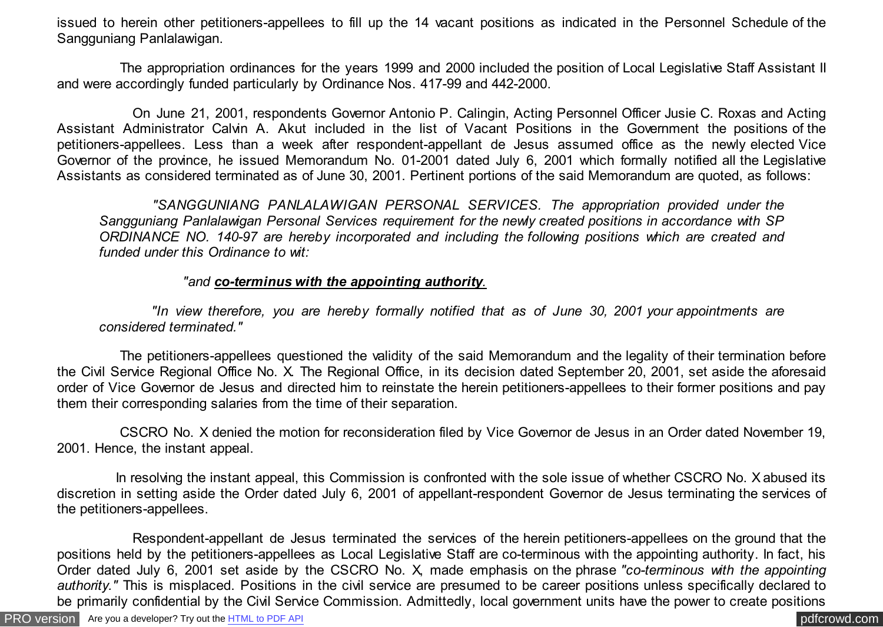issued to herein other petitioners-appellees to fill up the 14 vacant positions as indicated in the Personnel Schedule of the Sangguniang Panlalawigan.

The appropriation ordinances for the years 1999 and 2000 included the position of Local Legislative Staff Assistant II and were accordingly funded particularly by Ordinance Nos. 417-99 and 442-2000.

On June 21, 2001, respondents Governor Antonio P. Calingin, Acting Personnel Officer Jusie C. Roxas and Acting Assistant Administrator Calvin A. Akut included in the list of Vacant Positions in the Government the positions of the petitioners-appellees. Less than a week after respondent-appellant de Jesus assumed office as the newly elected Vice Governor of the province, he issued Memorandum No. 01-2001 dated July 6, 2001 which formally notified all the Legislative Assistants as considered terminated as of June 30, 2001. Pertinent portions of the said Memorandum are quoted, as follows:

> *"SANGGUNIANG PANLALAWIGAN PERSONAL SERVICES. The appropriation provided under the Sangguniang Panlalawigan Personal Services requirement for the newly created positions in accordance with SP ORDINANCE NO. 140-97 are hereby incorporated and including the following positions which are created and funded under this Ordinance to wit:*
>
> *"and **co-terminus with the appointing authority**.*
>
> *"In view therefore, you are hereby formally notified that as of June 30, 2001 your appointments are considered terminated."*

The petitioners-appellees questioned the validity of the said Memorandum and the legality of their termination before the Civil Service Regional Office No. X. The Regional Office, in its decision dated September 20, 2001, set aside the aforesaid order of Vice Governor de Jesus and directed him to reinstate the herein petitioners-appellees to their former positions and pay them their corresponding salaries from the time of their separation.

CSCRO No. X denied the motion for reconsideration filed by Vice Governor de Jesus in an Order dated November 19, 2001. Hence, the instant appeal.

In resolving the instant appeal, this Commission is confronted with the sole issue of whether CSCRO No. X abused its discretion in setting aside the Order dated July 6, 2001 of appellant-respondent Governor de Jesus terminating the services of the petitioners-appellees.

Respondent-appellant de Jesus terminated the services of the herein petitioners-appellees on the ground that the positions held by the petitioners-appellees as Local Legislative Staff are co-terminous with the appointing authority. In fact, his Order dated July 6, 2001 set aside by the CSCRO No. X, made emphasis on the phrase *"co-terminous with the appointing authority."* This is misplaced. Positions in the civil service are presumed to be career positions unless specifically declared to be primarily confidential by the Civil Service Commission. Admittedly, local government units have the power to create positions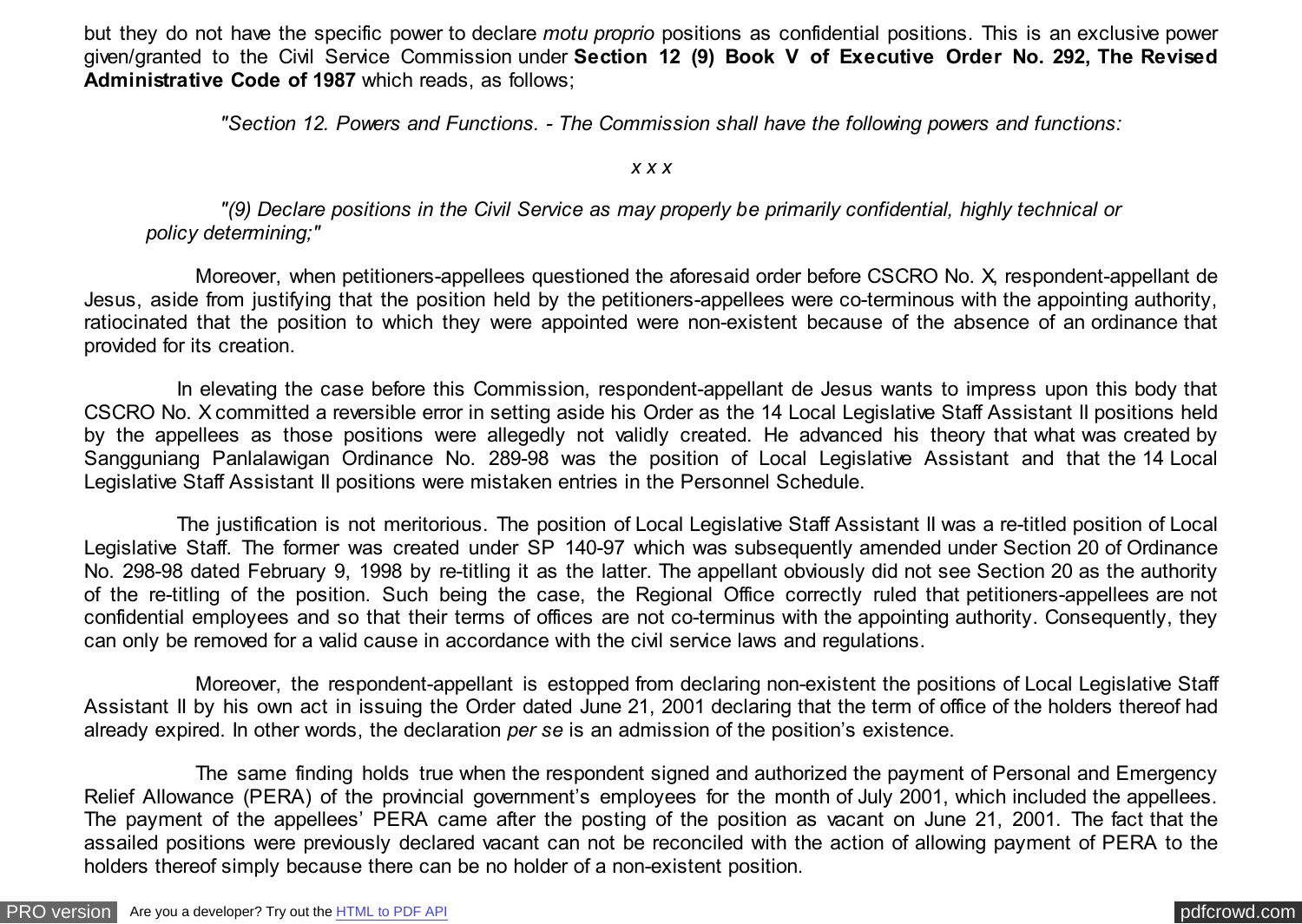but they do not have the specific power to declare *motu proprio* positions as confidential positions. This is an exclusive power given/granted to the Civil Service Commission under **Section 12 (9) Book V of Executive Order No. 292, The Revised Administrative Code of 1987** which reads, as follows;

> *"Section 12. Powers and Functions. - The Commission shall have the following powers and functions:*
>
> *x x x*
>
> *"(9) Declare positions in the Civil Service as may properly be primarily confidential, highly technical or policy determining;"*

Moreover, when petitioners-appellees questioned the aforesaid order before CSCRO No. X, respondent-appellant de Jesus, aside from justifying that the position held by the petitioners-appellees were co-terminous with the appointing authority, ratiocinated that the position to which they were appointed were non-existent because of the absence of an ordinance that provided for its creation.

In elevating the case before this Commission, respondent-appellant de Jesus wants to impress upon this body that CSCRO No. X committed a reversible error in setting aside his Order as the 14 Local Legislative Staff Assistant II positions held by the appellees as those positions were allegedly not validly created. He advanced his theory that what was created by Sangguniang Panlalawigan Ordinance No. 289-98 was the position of Local Legislative Assistant and that the 14 Local Legislative Staff Assistant II positions were mistaken entries in the Personnel Schedule.

The justification is not meritorious. The position of Local Legislative Staff Assistant II was a re-titled position of Local Legislative Staff. The former was created under SP 140-97 which was subsequently amended under Section 20 of Ordinance No. 298-98 dated February 9, 1998 by re-titling it as the latter. The appellant obviously did not see Section 20 as the authority of the re-titling of the position. Such being the case, the Regional Office correctly ruled that petitioners-appellees are not confidential employees and so that their terms of offices are not co-terminus with the appointing authority. Consequently, they can only be removed for a valid cause in accordance with the civil service laws and regulations.

Moreover, the respondent-appellant is estopped from declaring non-existent the positions of Local Legislative Staff Assistant II by his own act in issuing the Order dated June 21, 2001 declaring that the term of office of the holders thereof had already expired. In other words, the declaration *per se* is an admission of the position's existence.

The same finding holds true when the respondent signed and authorized the payment of Personal and Emergency Relief Allowance (PERA) of the provincial government's employees for the month of July 2001, which included the appellees. The payment of the appellees' PERA came after the posting of the position as vacant on June 21, 2001. The fact that the assailed positions were previously declared vacant can not be reconciled with the action of allowing payment of PERA to the holders thereof simply because there can be no holder of a non-existent position.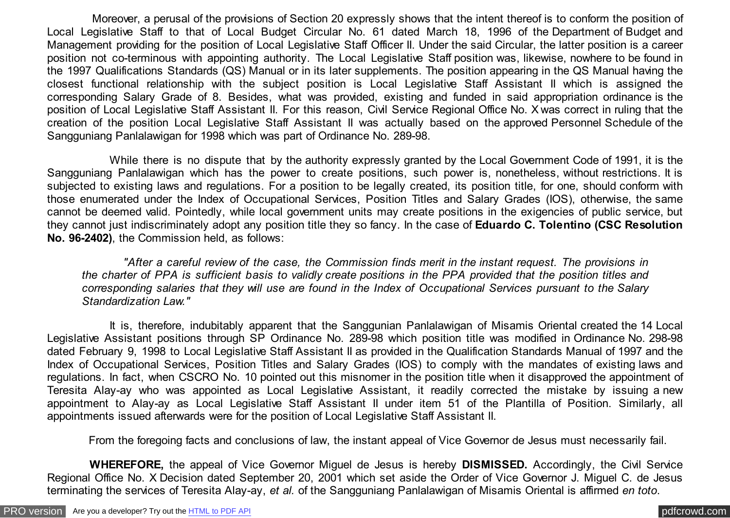Moreover, a perusal of the provisions of Section 20 expressly shows that the intent thereof is to conform the position of Local Legislative Staff to that of Local Budget Circular No. 61 dated March 18, 1996 of the Department of Budget and Management providing for the position of Local Legislative Staff Officer II. Under the said Circular, the latter position is a career position not co-terminous with appointing authority. The Local Legislative Staff position was, likewise, nowhere to be found in the 1997 Qualifications Standards (QS) Manual or in its later supplements. The position appearing in the QS Manual having the closest functional relationship with the subject position is Local Legislative Staff Assistant II which is assigned the corresponding Salary Grade of 8. Besides, what was provided, existing and funded in said appropriation ordinance is the position of Local Legislative Staff Assistant II. For this reason, Civil Service Regional Office No. X was correct in ruling that the creation of the position Local Legislative Staff Assistant II was actually based on the approved Personnel Schedule of the Sangguniang Panlalawigan for 1998 which was part of Ordinance No. 289-98.

While there is no dispute that by the authority expressly granted by the Local Government Code of 1991, it is the Sangguniang Panlalawigan which has the power to create positions, such power is, nonetheless, without restrictions. It is subjected to existing laws and regulations. For a position to be legally created, its position title, for one, should conform with those enumerated under the Index of Occupational Services, Position Titles and Salary Grades (IOS), otherwise, the same cannot be deemed valid. Pointedly, while local government units may create positions in the exigencies of public service, but they cannot just indiscriminately adopt any position title they so fancy. In the case of **Eduardo C. Tolentino (CSC Resolution No. 96-2402)**, the Commission held, as follows:

> *"After a careful review of the case, the Commission finds merit in the instant request. The provisions in the charter of PPA is sufficient basis to validly create positions in the PPA provided that the position titles and corresponding salaries that they will use are found in the Index of Occupational Services pursuant to the Salary Standardization Law."*

It is, therefore, indubitably apparent that the Sanggunian Panlalawigan of Misamis Oriental created the 14 Local Legislative Assistant positions through SP Ordinance No. 289-98 which position title was modified in Ordinance No. 298-98 dated February 9, 1998 to Local Legislative Staff Assistant II as provided in the Qualification Standards Manual of 1997 and the Index of Occupational Services, Position Titles and Salary Grades (IOS) to comply with the mandates of existing laws and regulations. In fact, when CSCRO No. 10 pointed out this misnomer in the position title when it disapproved the appointment of Teresita Alay-ay who was appointed as Local Legislative Assistant, it readily corrected the mistake by issuing a new appointment to Alay-ay as Local Legislative Staff Assistant II under item 51 of the Plantilla of Position. Similarly, all appointments issued afterwards were for the position of Local Legislative Staff Assistant II.

From the foregoing facts and conclusions of law, the instant appeal of Vice Governor de Jesus must necessarily fail.

**WHEREFORE,** the appeal of Vice Governor Miguel de Jesus is hereby **DISMISSED.** Accordingly, the Civil Service Regional Office No. X Decision dated September 20, 2001 which set aside the Order of Vice Governor J. Miguel C. de Jesus terminating the services of Teresita Alay-ay, *et al.* of the Sangguniang Panlalawigan of Misamis Oriental is affirmed *en toto*.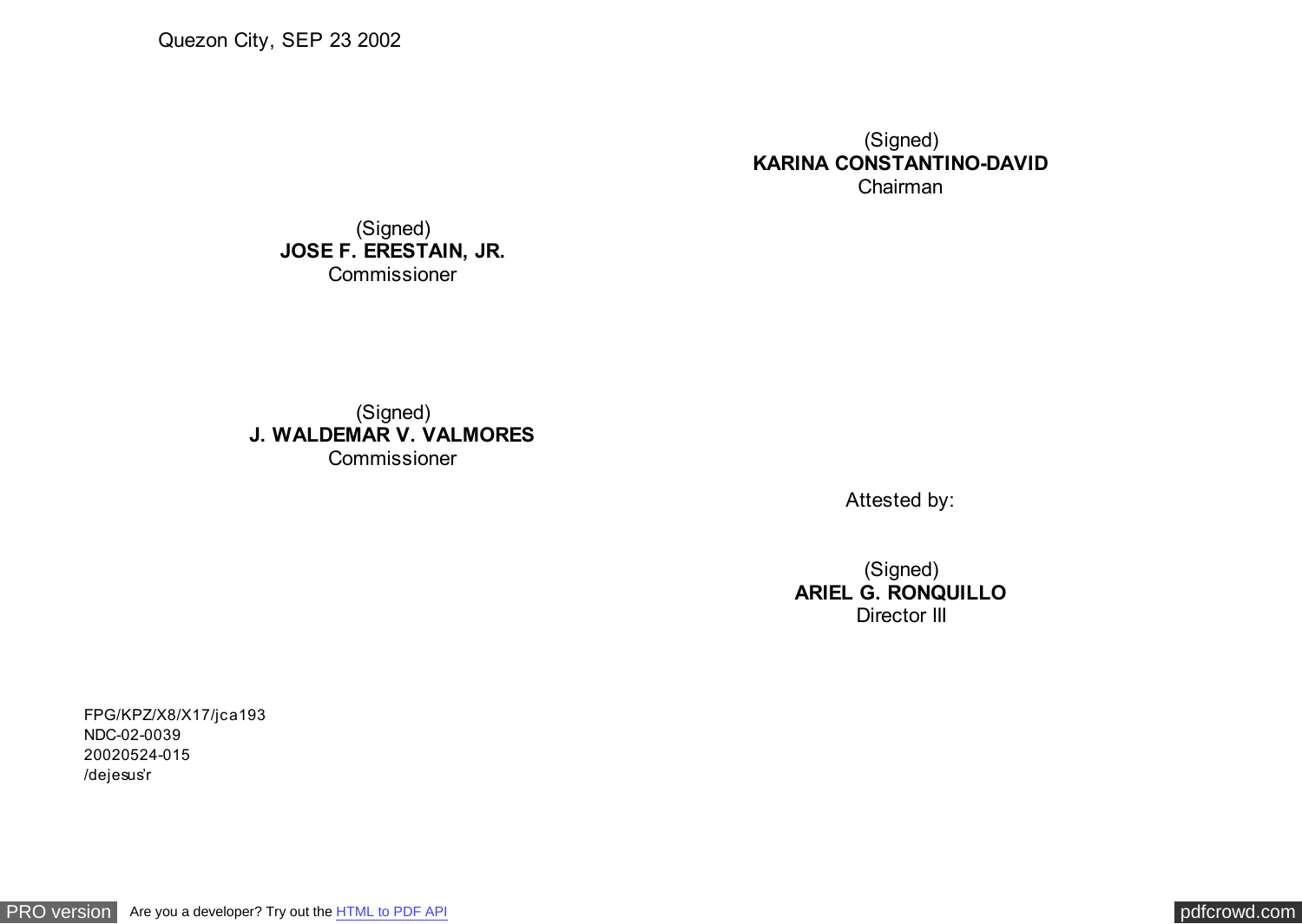Quezon City, SEP 23 2002

(Signed)
**KARINA CONSTANTINO-DAVID**
Chairman

(Signed)
**JOSE F. ERESTAIN, JR.**
Commissioner

(Signed)
**J. WALDEMAR V. VALMORES**
Commissioner

Attested by:

(Signed)
**ARIEL G. RONQUILLO**
Director III

FPG/KPZ/X8/X17/jca193
NDC-02-0039
20020524-015
/dejesus'r